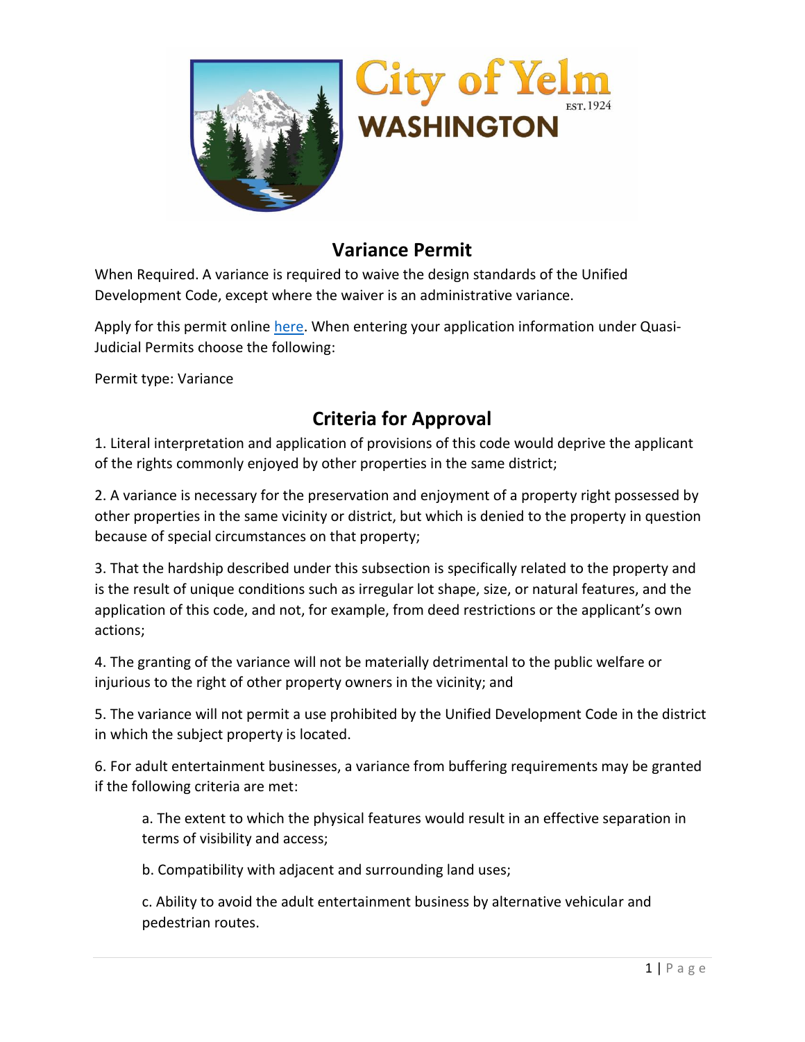City of Yelm
WASHINGTON
EST. 1924

# Variance Permit

When Required. A variance is required to waive the design standards of the Unified Development Code, except where the waiver is an administrative variance.

Apply for this permit online here. When entering your application information under Quasi-Judicial Permits choose the following:

Permit type: Variance

## Criteria for Approval

1. Literal interpretation and application of provisions of this code would deprive the applicant of the rights commonly enjoyed by other properties in the same district;

2. A variance is necessary for the preservation and enjoyment of a property right possessed by other properties in the same vicinity or district, but which is denied to the property in question because of special circumstances on that property;

3. That the hardship described under this subsection is specifically related to the property and is the result of unique conditions such as irregular lot shape, size, or natural features, and the application of this code, and not, for example, from deed restrictions or the applicant's own actions;

4. The granting of the variance will not be materially detrimental to the public welfare or injurious to the right of other property owners in the vicinity; and

5. The variance will not permit a use prohibited by the Unified Development Code in the district in which the subject property is located.

6. For adult entertainment businesses, a variance from buffering requirements may be granted if the following criteria are met:

   a. The extent to which the physical features would result in an effective separation in terms of visibility and access;

   b. Compatibility with adjacent and surrounding land uses;

   c. Ability to avoid the adult entertainment business by alternative vehicular and pedestrian routes.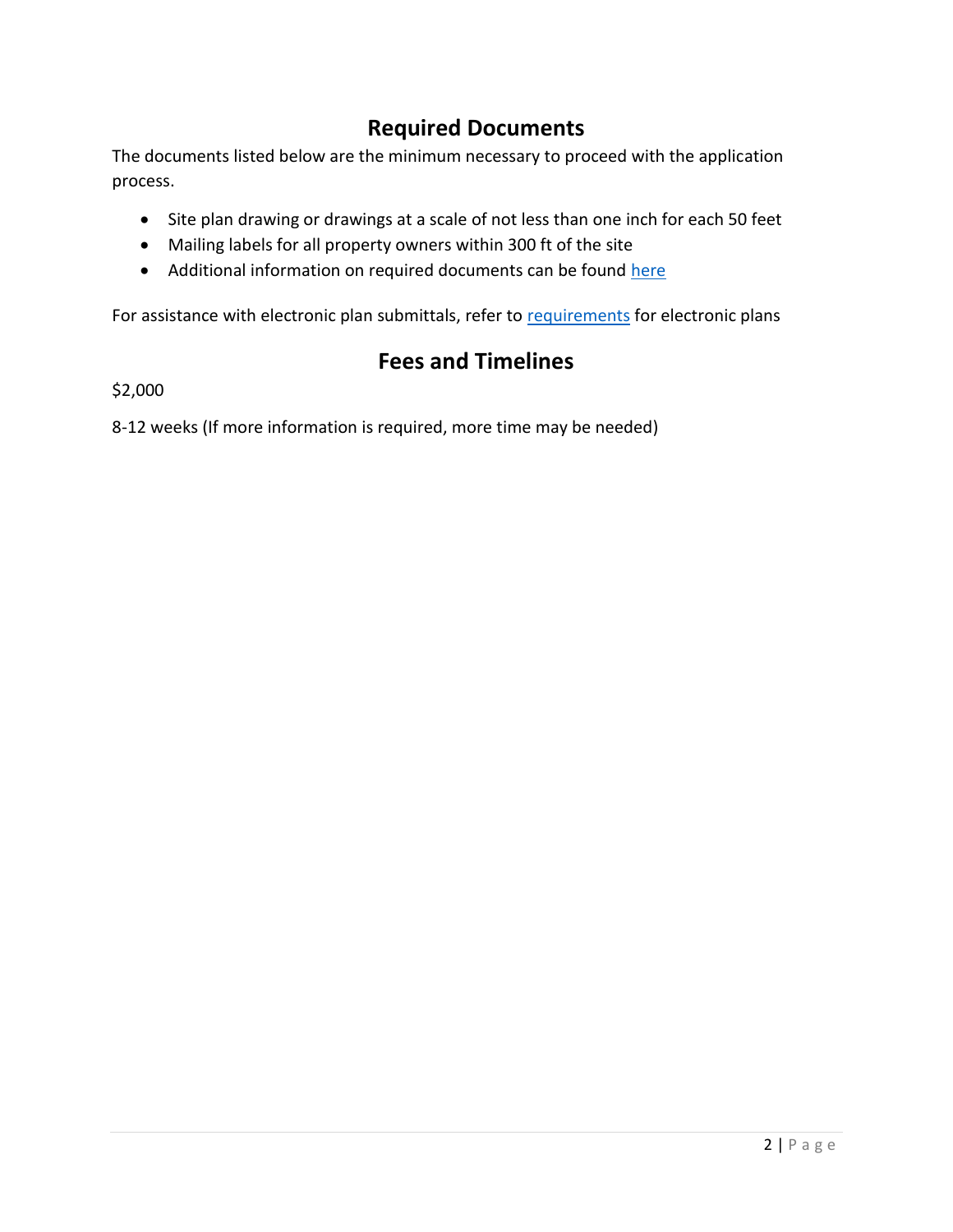## Required Documents

The documents listed below are the minimum necessary to proceed with the application process.

- Site plan drawing or drawings at a scale of not less than one inch for each 50 feet
- Mailing labels for all property owners within 300 ft of the site
- Additional information on required documents can be found here

For assistance with electronic plan submittals, refer to requirements for electronic plans

## Fees and Timelines

$2,000

8-12 weeks (If more information is required, more time may be needed)